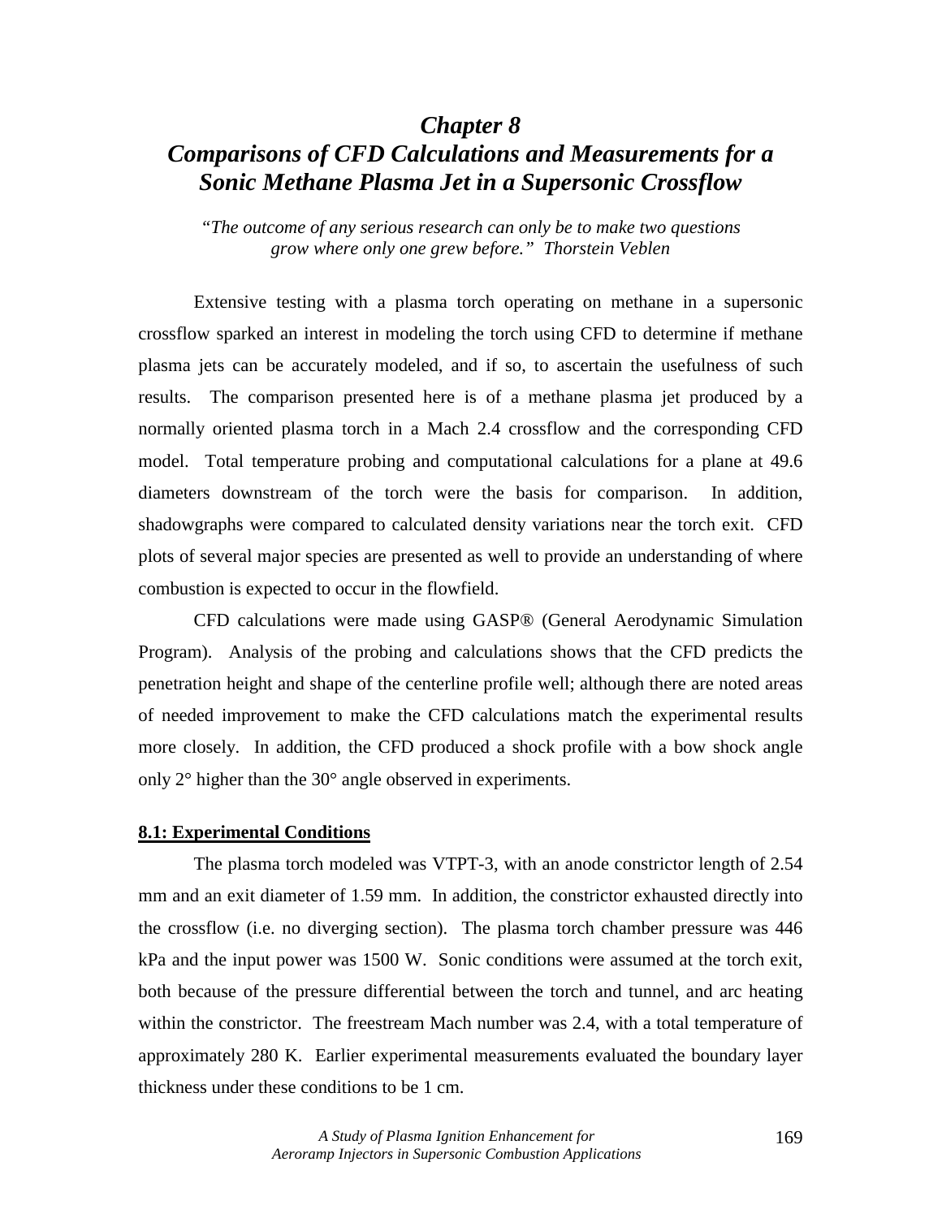# *Chapter 8*
# *Comparisons of CFD Calculations and Measurements for a Sonic Methane Plasma Jet in a Supersonic Crossflow*

*"The outcome of any serious research can only be to make two questions grow where only one grew before." Thorstein Veblen*

Extensive testing with a plasma torch operating on methane in a supersonic crossflow sparked an interest in modeling the torch using CFD to determine if methane plasma jets can be accurately modeled, and if so, to ascertain the usefulness of such results. The comparison presented here is of a methane plasma jet produced by a normally oriented plasma torch in a Mach 2.4 crossflow and the corresponding CFD model. Total temperature probing and computational calculations for a plane at 49.6 diameters downstream of the torch were the basis for comparison. In addition, shadowgraphs were compared to calculated density variations near the torch exit. CFD plots of several major species are presented as well to provide an understanding of where combustion is expected to occur in the flowfield.

CFD calculations were made using GASP® (General Aerodynamic Simulation Program). Analysis of the probing and calculations shows that the CFD predicts the penetration height and shape of the centerline profile well; although there are noted areas of needed improvement to make the CFD calculations match the experimental results more closely. In addition, the CFD produced a shock profile with a bow shock angle only 2° higher than the 30° angle observed in experiments.

## 8.1: Experimental Conditions

The plasma torch modeled was VTPT-3, with an anode constrictor length of 2.54 mm and an exit diameter of 1.59 mm. In addition, the constrictor exhausted directly into the crossflow (i.e. no diverging section). The plasma torch chamber pressure was 446 kPa and the input power was 1500 W. Sonic conditions were assumed at the torch exit, both because of the pressure differential between the torch and tunnel, and arc heating within the constrictor. The freestream Mach number was 2.4, with a total temperature of approximately 280 K. Earlier experimental measurements evaluated the boundary layer thickness under these conditions to be 1 cm.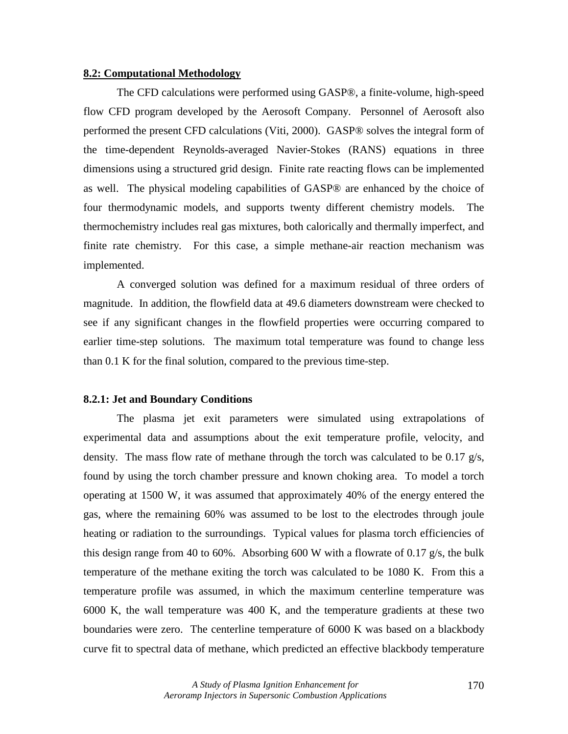## 8.2: Computational Methodology

The CFD calculations were performed using GASP®, a finite-volume, high-speed flow CFD program developed by the Aerosoft Company. Personnel of Aerosoft also performed the present CFD calculations (Viti, 2000). GASP® solves the integral form of the time-dependent Reynolds-averaged Navier-Stokes (RANS) equations in three dimensions using a structured grid design. Finite rate reacting flows can be implemented as well. The physical modeling capabilities of GASP® are enhanced by the choice of four thermodynamic models, and supports twenty different chemistry models. The thermochemistry includes real gas mixtures, both calorically and thermally imperfect, and finite rate chemistry. For this case, a simple methane-air reaction mechanism was implemented.

A converged solution was defined for a maximum residual of three orders of magnitude. In addition, the flowfield data at 49.6 diameters downstream were checked to see if any significant changes in the flowfield properties were occurring compared to earlier time-step solutions. The maximum total temperature was found to change less than 0.1 K for the final solution, compared to the previous time-step.

### 8.2.1: Jet and Boundary Conditions

The plasma jet exit parameters were simulated using extrapolations of experimental data and assumptions about the exit temperature profile, velocity, and density. The mass flow rate of methane through the torch was calculated to be 0.17 g/s, found by using the torch chamber pressure and known choking area. To model a torch operating at 1500 W, it was assumed that approximately 40% of the energy entered the gas, where the remaining 60% was assumed to be lost to the electrodes through joule heating or radiation to the surroundings. Typical values for plasma torch efficiencies of this design range from 40 to 60%. Absorbing 600 W with a flowrate of 0.17 g/s, the bulk temperature of the methane exiting the torch was calculated to be 1080 K. From this a temperature profile was assumed, in which the maximum centerline temperature was 6000 K, the wall temperature was 400 K, and the temperature gradients at these two boundaries were zero. The centerline temperature of 6000 K was based on a blackbody curve fit to spectral data of methane, which predicted an effective blackbody temperature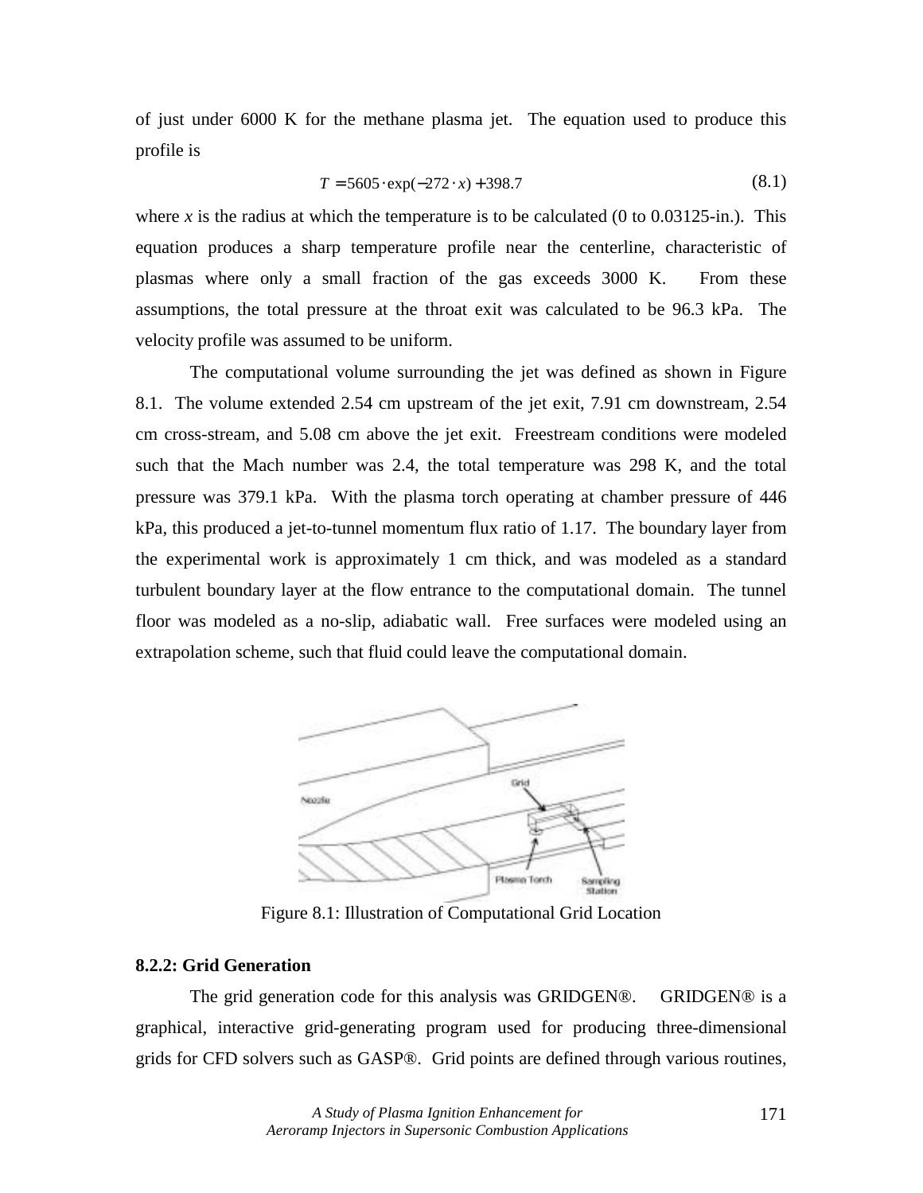of just under 6000 K for the methane plasma jet. The equation used to produce this profile is

$$T = 5605 \cdot \exp(-272 \cdot x) + 398.7 \tag{8.1}$$

where *x* is the radius at which the temperature is to be calculated (0 to 0.03125-in.). This equation produces a sharp temperature profile near the centerline, characteristic of plasmas where only a small fraction of the gas exceeds 3000 K. From these assumptions, the total pressure at the throat exit was calculated to be 96.3 kPa. The velocity profile was assumed to be uniform.

The computational volume surrounding the jet was defined as shown in Figure 8.1. The volume extended 2.54 cm upstream of the jet exit, 7.91 cm downstream, 2.54 cm cross-stream, and 5.08 cm above the jet exit. Freestream conditions were modeled such that the Mach number was 2.4, the total temperature was 298 K, and the total pressure was 379.1 kPa. With the plasma torch operating at chamber pressure of 446 kPa, this produced a jet-to-tunnel momentum flux ratio of 1.17. The boundary layer from the experimental work is approximately 1 cm thick, and was modeled as a standard turbulent boundary layer at the flow entrance to the computational domain. The tunnel floor was modeled as a no-slip, adiabatic wall. Free surfaces were modeled using an extrapolation scheme, such that fluid could leave the computational domain.

Figure 8.1: Illustration of Computational Grid Location

### 8.2.2: Grid Generation

The grid generation code for this analysis was GRIDGEN®. GRIDGEN® is a graphical, interactive grid-generating program used for producing three-dimensional grids for CFD solvers such as GASP®. Grid points are defined through various routines,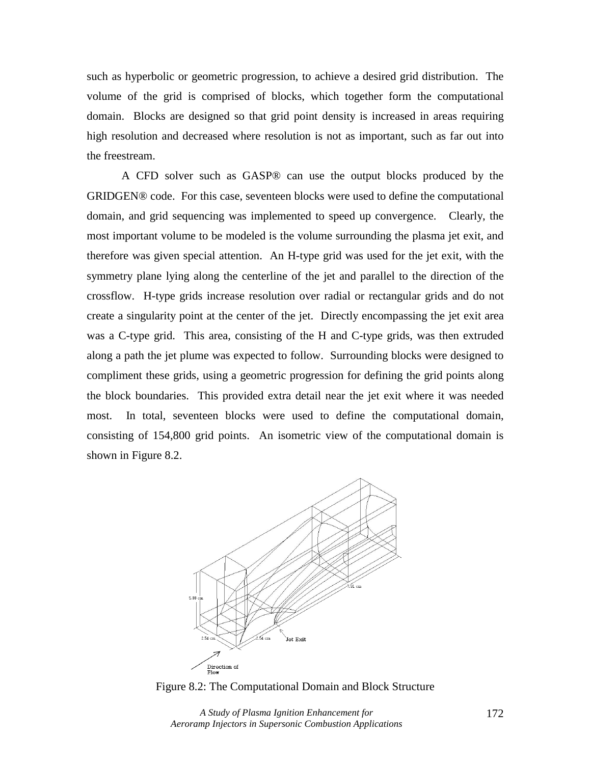such as hyperbolic or geometric progression, to achieve a desired grid distribution. The volume of the grid is comprised of blocks, which together form the computational domain. Blocks are designed so that grid point density is increased in areas requiring high resolution and decreased where resolution is not as important, such as far out into the freestream.

A CFD solver such as GASP® can use the output blocks produced by the GRIDGEN® code. For this case, seventeen blocks were used to define the computational domain, and grid sequencing was implemented to speed up convergence. Clearly, the most important volume to be modeled is the volume surrounding the plasma jet exit, and therefore was given special attention. An H-type grid was used for the jet exit, with the symmetry plane lying along the centerline of the jet and parallel to the direction of the crossflow. H-type grids increase resolution over radial or rectangular grids and do not create a singularity point at the center of the jet. Directly encompassing the jet exit area was a C-type grid. This area, consisting of the H and C-type grids, was then extruded along a path the jet plume was expected to follow. Surrounding blocks were designed to compliment these grids, using a geometric progression for defining the grid points along the block boundaries. This provided extra detail near the jet exit where it was needed most. In total, seventeen blocks were used to define the computational domain, consisting of 154,800 grid points. An isometric view of the computational domain is shown in Figure 8.2.

Figure 8.2: The Computational Domain and Block Structure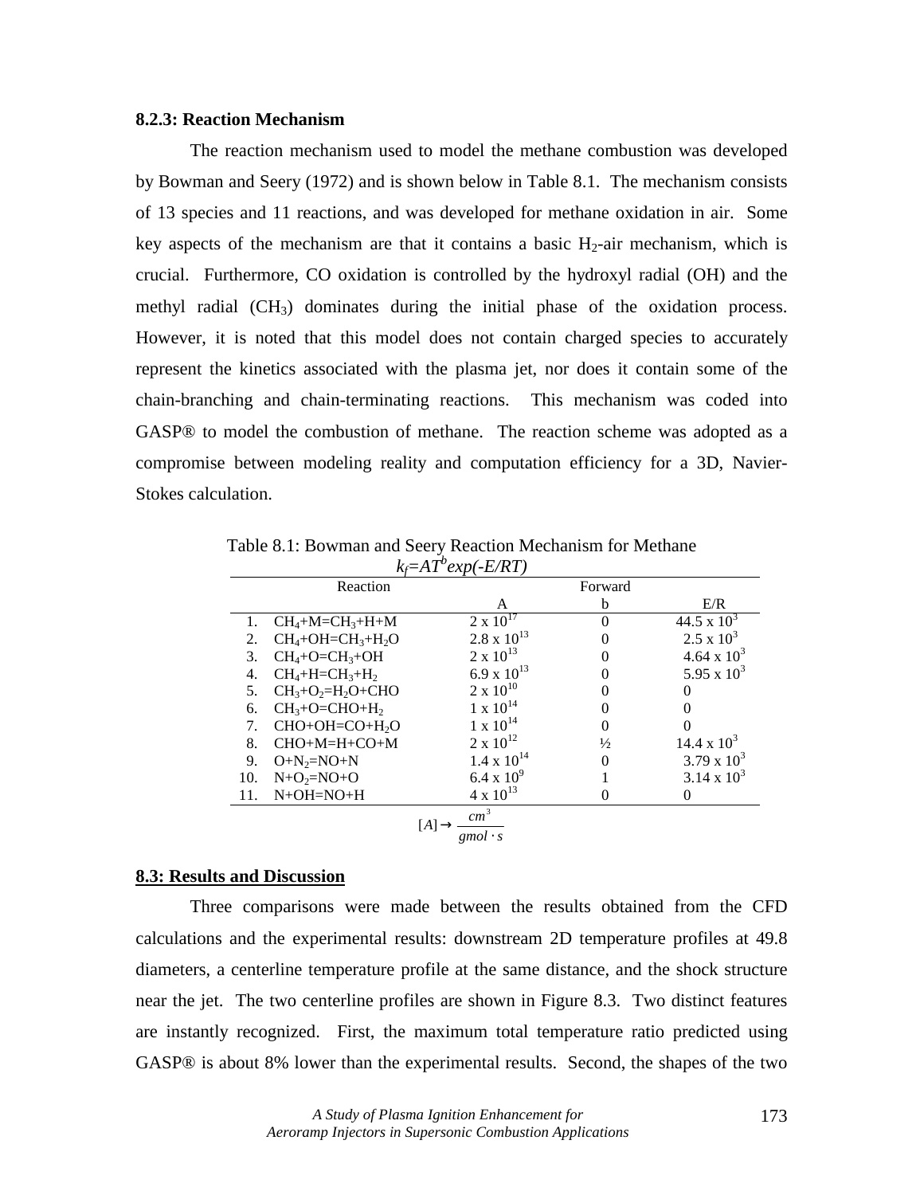### 8.2.3: Reaction Mechanism

The reaction mechanism used to model the methane combustion was developed by Bowman and Seery (1972) and is shown below in Table 8.1. The mechanism consists of 13 species and 11 reactions, and was developed for methane oxidation in air. Some key aspects of the mechanism are that it contains a basic $H_2$-air mechanism, which is crucial. Furthermore, CO oxidation is controlled by the hydroxyl radial (OH) and the methyl radial ($CH_3$) dominates during the initial phase of the oxidation process. However, it is noted that this model does not contain charged species to accurately represent the kinetics associated with the plasma jet, nor does it contain some of the chain-branching and chain-terminating reactions. This mechanism was coded into GASP® to model the combustion of methane. The reaction scheme was adopted as a compromise between modeling reality and computation efficiency for a 3D, Navier-Stokes calculation.

Table 8.1: Bowman and Seery Reaction Mechanism for Methane

$k_f = AT^b exp(-E/RT)$

| | Reaction | Forward | | |
|---|---|---|---|---|
| | | A | b | E/R |
| 1. | $CH_4+M=CH_3+H+M$ | $2 \times 10^{17}$ | 0 | $44.5 \times 10^3$ |
| 2. | $CH_4+OH=CH_3+H_2O$ | $2.8 \times 10^{13}$ | 0 | $2.5 \times 10^3$ |
| 3. | $CH_4+O=CH_3+OH$ | $2 \times 10^{13}$ | 0 | $4.64 \times 10^3$ |
| 4. | $CH_4+H=CH_3+H_2$ | $6.9 \times 10^{13}$ | 0 | $5.95 \times 10^3$ |
| 5. | $CH_3+O_2=H_2O+CHO$ | $2 \times 10^{10}$ | 0 | 0 |
| 6. | $CH_3+O=CHO+H_2$ | $1 \times 10^{14}$ | 0 | 0 |
| 7. | $CHO+OH=CO+H_2O$ | $1 \times 10^{14}$ | 0 | 0 |
| 8. | $CHO+M=H+CO+M$ | $2 \times 10^{12}$ | ½ | $14.4 \times 10^3$ |
| 9. | $O+N_2=NO+N$ | $1.4 \times 10^{14}$ | 0 | $3.79 \times 10^3$ |
| 10. | $N+O_2=NO+O$ | $6.4 \times 10^9$ | 1 | $3.14 \times 10^3$ |
| 11. | $N+OH=NO+H$ | $4 \times 10^{13}$ | 0 | 0 |

$$[A] \rightarrow \frac{cm^3}{gmol \cdot s}$$

## 8.3: Results and Discussion

Three comparisons were made between the results obtained from the CFD calculations and the experimental results: downstream 2D temperature profiles at 49.8 diameters, a centerline temperature profile at the same distance, and the shock structure near the jet. The two centerline profiles are shown in Figure 8.3. Two distinct features are instantly recognized. First, the maximum total temperature ratio predicted using GASP® is about 8% lower than the experimental results. Second, the shapes of the two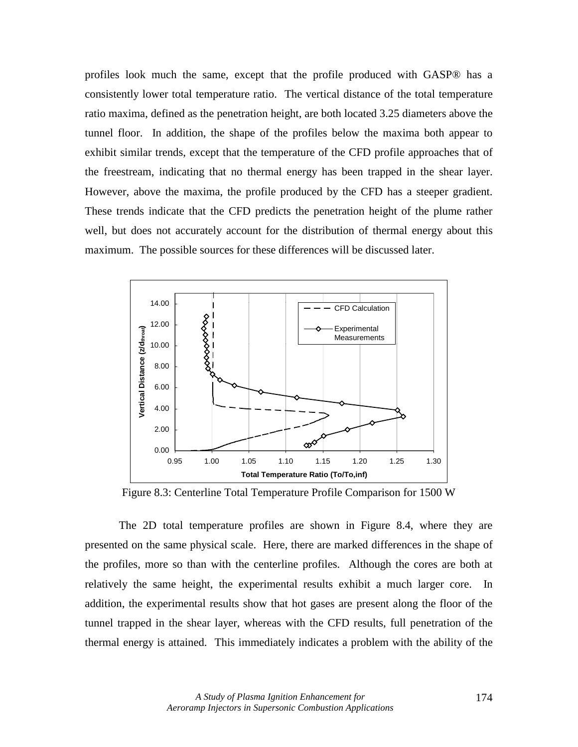profiles look much the same, except that the profile produced with GASP® has a consistently lower total temperature ratio. The vertical distance of the total temperature ratio maxima, defined as the penetration height, are both located 3.25 diameters above the tunnel floor. In addition, the shape of the profiles below the maxima both appear to exhibit similar trends, except that the temperature of the CFD profile approaches that of the freestream, indicating that no thermal energy has been trapped in the shear layer. However, above the maxima, the profile produced by the CFD has a steeper gradient. These trends indicate that the CFD predicts the penetration height of the plume rather well, but does not accurately account for the distribution of thermal energy about this maximum. The possible sources for these differences will be discussed later.

Figure 8.3: Centerline Total Temperature Profile Comparison for 1500 W

The 2D total temperature profiles are shown in Figure 8.4, where they are presented on the same physical scale. Here, there are marked differences in the shape of the profiles, more so than with the centerline profiles. Although the cores are both at relatively the same height, the experimental results exhibit a much larger core. In addition, the experimental results show that hot gases are present along the floor of the tunnel trapped in the shear layer, whereas with the CFD results, full penetration of the thermal energy is attained. This immediately indicates a problem with the ability of the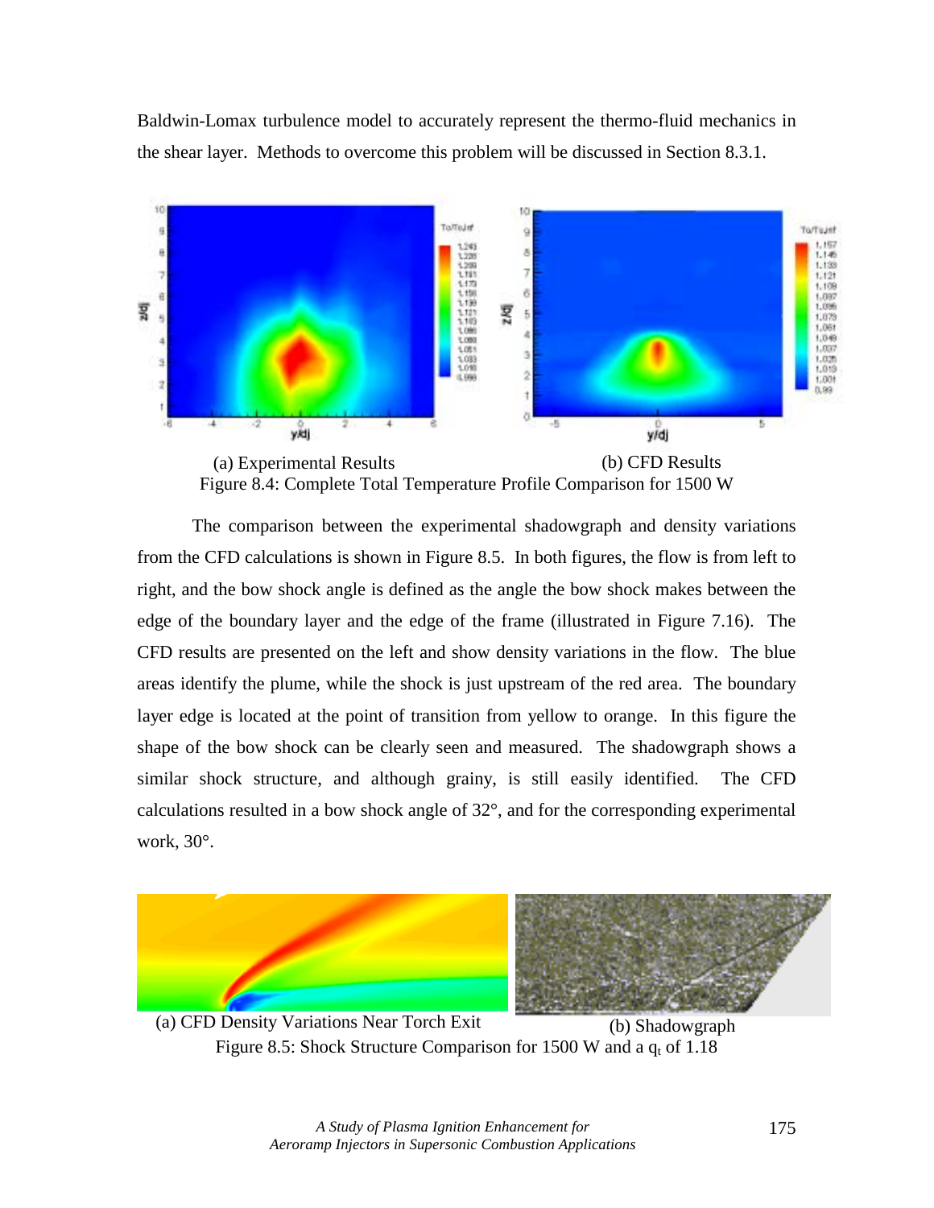Baldwin-Lomax turbulence model to accurately represent the thermo-fluid mechanics in the shear layer. Methods to overcome this problem will be discussed in Section 8.3.1.

(a) Experimental Results (b) CFD Results

Figure 8.4: Complete Total Temperature Profile Comparison for 1500 W

The comparison between the experimental shadowgraph and density variations from the CFD calculations is shown in Figure 8.5. In both figures, the flow is from left to right, and the bow shock angle is defined as the angle the bow shock makes between the edge of the boundary layer and the edge of the frame (illustrated in Figure 7.16). The CFD results are presented on the left and show density variations in the flow. The blue areas identify the plume, while the shock is just upstream of the red area. The boundary layer edge is located at the point of transition from yellow to orange. In this figure the shape of the bow shock can be clearly seen and measured. The shadowgraph shows a similar shock structure, and although grainy, is still easily identified. The CFD calculations resulted in a bow shock angle of 32°, and for the corresponding experimental work, 30°.

(a) CFD Density Variations Near Torch Exit (b) Shadowgraph

Figure 8.5: Shock Structure Comparison for 1500 W and a $q_t$ of 1.18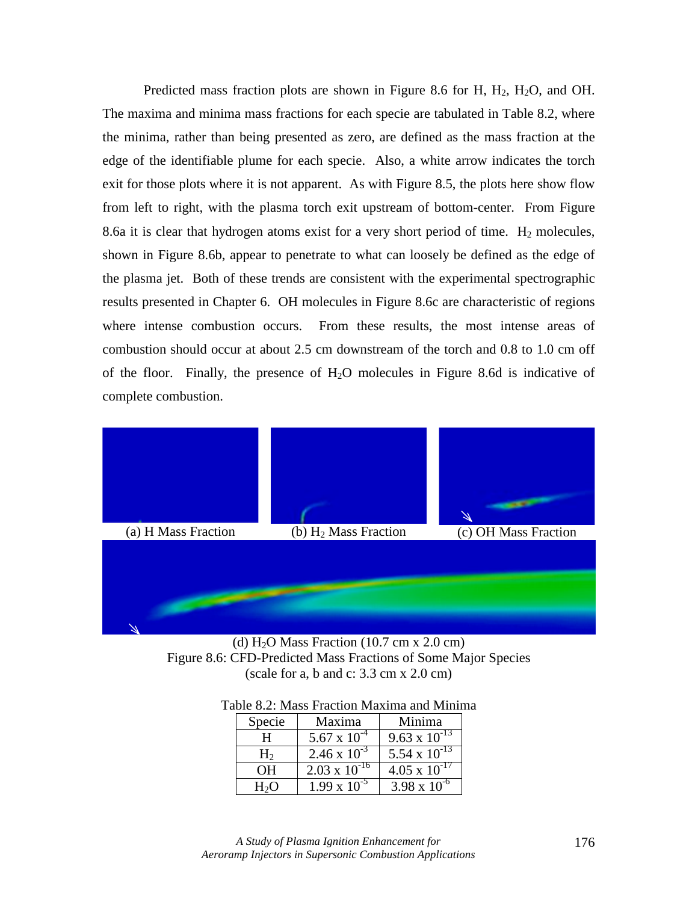Predicted mass fraction plots are shown in Figure 8.6 for H, $H_2$, $H_2O$, and OH. The maxima and minima mass fractions for each specie are tabulated in Table 8.2, where the minima, rather than being presented as zero, are defined as the mass fraction at the edge of the identifiable plume for each specie. Also, a white arrow indicates the torch exit for those plots where it is not apparent. As with Figure 8.5, the plots here show flow from left to right, with the plasma torch exit upstream of bottom-center. From Figure 8.6a it is clear that hydrogen atoms exist for a very short period of time. $H_2$ molecules, shown in Figure 8.6b, appear to penetrate to what can loosely be defined as the edge of the plasma jet. Both of these trends are consistent with the experimental spectrographic results presented in Chapter 6. OH molecules in Figure 8.6c are characteristic of regions where intense combustion occurs. From these results, the most intense areas of combustion should occur at about 2.5 cm downstream of the torch and 0.8 to 1.0 cm off of the floor. Finally, the presence of $H_2O$ molecules in Figure 8.6d is indicative of complete combustion.

(a) H Mass Fraction

(b) $H_2$ Mass Fraction

(c) OH Mass Fraction

(d) $H_2O$ Mass Fraction (10.7 cm x 2.0 cm)

Figure 8.6: CFD-Predicted Mass Fractions of Some Major Species (scale for a, b and c: 3.3 cm x 2.0 cm)

Table 8.2: Mass Fraction Maxima and Minima

| Specie | Maxima | Minima |
|---|---|---|
| H | $5.67 \times 10^{-4}$ | $9.63 \times 10^{-13}$ |
| $H_2$ | $2.46 \times 10^{-3}$ | $5.54 \times 10^{-13}$ |
| OH | $2.03 \times 10^{-16}$ | $4.05 \times 10^{-17}$ |
| $H_2O$ | $1.99 \times 10^{-5}$ | $3.98 \times 10^{-6}$ |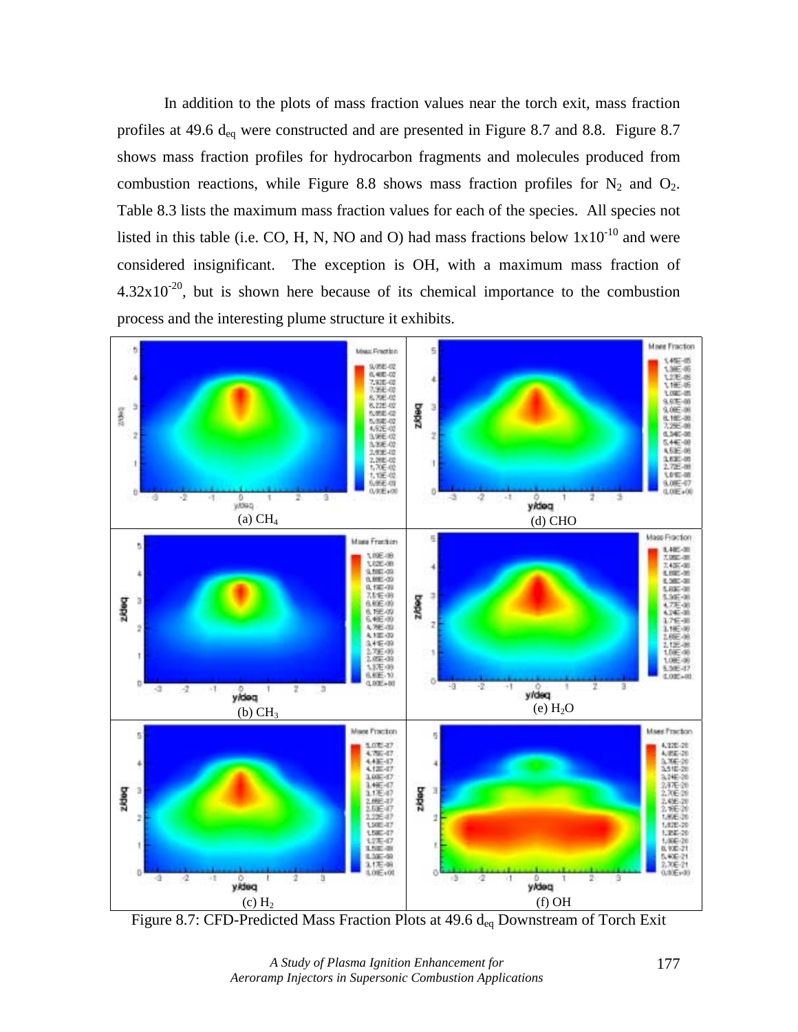In addition to the plots of mass fraction values near the torch exit, mass fraction profiles at 49.6 $d_{eq}$ were constructed and are presented in Figure 8.7 and 8.8. Figure 8.7 shows mass fraction profiles for hydrocarbon fragments and molecules produced from combustion reactions, while Figure 8.8 shows mass fraction profiles for $N_2$ and $O_2$. Table 8.3 lists the maximum mass fraction values for each of the species. All species not listed in this table (i.e. CO, H, N, NO and O) had mass fractions below $1 \times 10^{-10}$ and were considered insignificant. The exception is OH, with a maximum mass fraction of $4.32 \times 10^{-20}$, but is shown here because of its chemical importance to the combustion process and the interesting plume structure it exhibits.

(a) $CH_4$

(d) CHO

(b) $CH_3$

(e) $H_2O$

(c) $H_2$

(f) OH

Figure 8.7: CFD-Predicted Mass Fraction Plots at 49.6 $d_{eq}$ Downstream of Torch Exit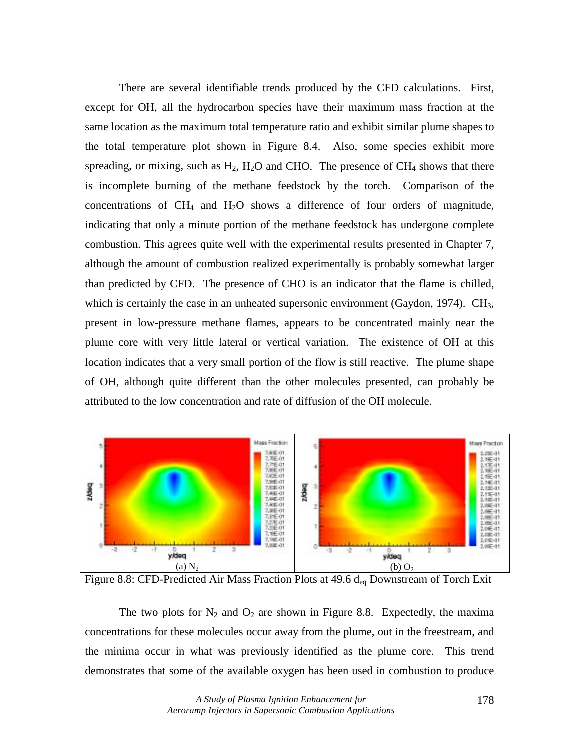There are several identifiable trends produced by the CFD calculations. First, except for OH, all the hydrocarbon species have their maximum mass fraction at the same location as the maximum total temperature ratio and exhibit similar plume shapes to the total temperature plot shown in Figure 8.4. Also, some species exhibit more spreading, or mixing, such as $H_2$, $H_2O$ and CHO. The presence of $CH_4$ shows that there is incomplete burning of the methane feedstock by the torch. Comparison of the concentrations of $CH_4$ and $H_2O$ shows a difference of four orders of magnitude, indicating that only a minute portion of the methane feedstock has undergone complete combustion. This agrees quite well with the experimental results presented in Chapter 7, although the amount of combustion realized experimentally is probably somewhat larger than predicted by CFD. The presence of CHO is an indicator that the flame is chilled, which is certainly the case in an unheated supersonic environment (Gaydon, 1974). $CH_3$, present in low-pressure methane flames, appears to be concentrated mainly near the plume core with very little lateral or vertical variation. The existence of OH at this location indicates that a very small portion of the flow is still reactive. The plume shape of OH, although quite different than the other molecules presented, can probably be attributed to the low concentration and rate of diffusion of the OH molecule.

(a) $N_2$ (b) $O_2$

Figure 8.8: CFD-Predicted Air Mass Fraction Plots at 49.6 $d_{eq}$ Downstream of Torch Exit

The two plots for $N_2$ and $O_2$ are shown in Figure 8.8. Expectedly, the maxima concentrations for these molecules occur away from the plume, out in the freestream, and the minima occur in what was previously identified as the plume core. This trend demonstrates that some of the available oxygen has been used in combustion to produce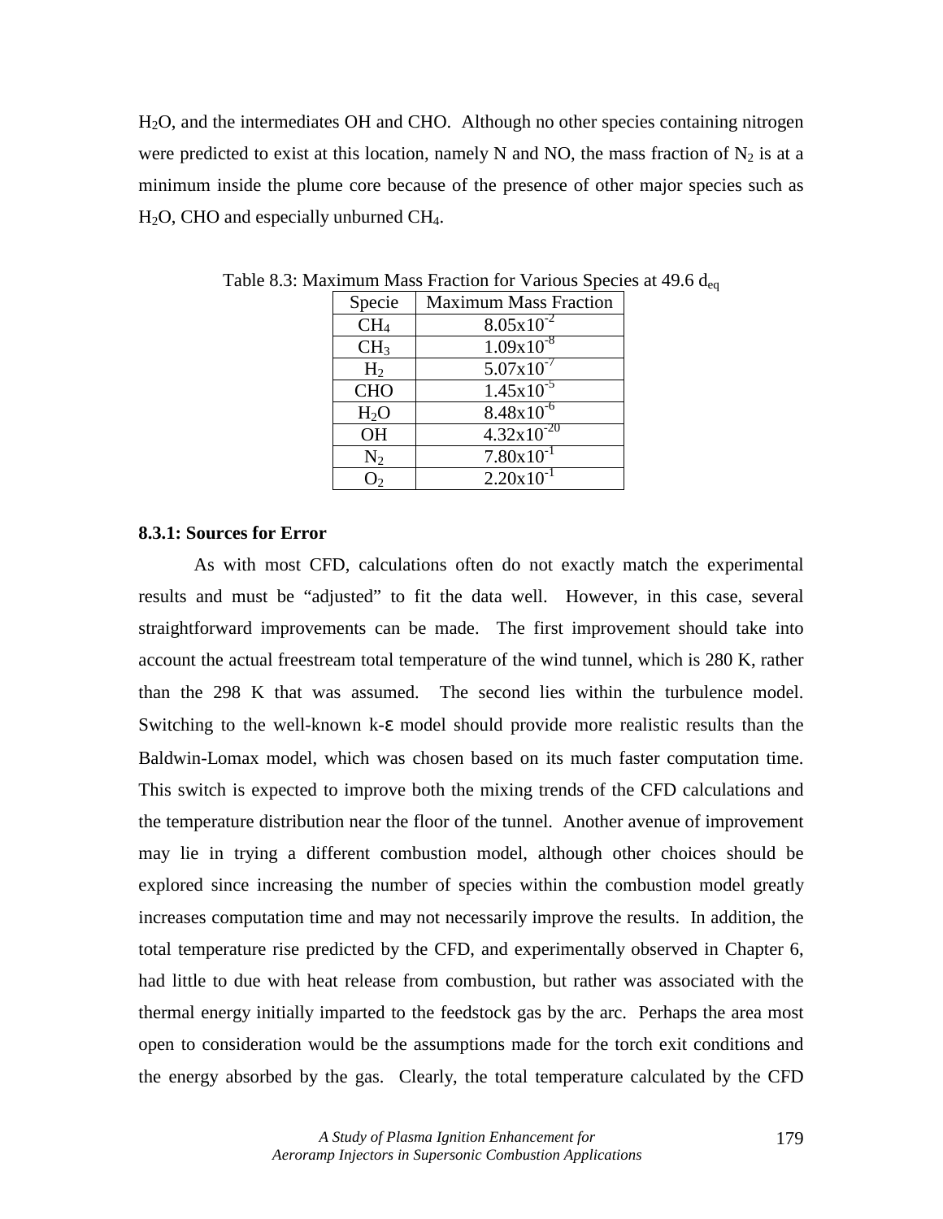$H_2O$, and the intermediates OH and CHO. Although no other species containing nitrogen were predicted to exist at this location, namely N and NO, the mass fraction of $N_2$ is at a minimum inside the plume core because of the presence of other major species such as $H_2O$, CHO and especially unburned $CH_4$.

Table 8.3: Maximum Mass Fraction for Various Species at 49.6 $d_{eq}$

| Specie | Maximum Mass Fraction |
|---|---|
| $CH_4$ | $8.05 \times 10^{-2}$ |
| $CH_3$ | $1.09 \times 10^{-8}$ |
| $H_2$ | $5.07 \times 10^{-7}$ |
| CHO | $1.45 \times 10^{-5}$ |
| $H_2O$ | $8.48 \times 10^{-6}$ |
| OH | $4.32 \times 10^{-20}$ |
| $N_2$ | $7.80 \times 10^{-1}$ |
| $O_2$ | $2.20 \times 10^{-1}$ |

**8.3.1: Sources for Error**

As with most CFD, calculations often do not exactly match the experimental results and must be "adjusted" to fit the data well. However, in this case, several straightforward improvements can be made. The first improvement should take into account the actual freestream total temperature of the wind tunnel, which is 280 K, rather than the 298 K that was assumed. The second lies within the turbulence model. Switching to the well-known k-ε model should provide more realistic results than the Baldwin-Lomax model, which was chosen based on its much faster computation time. This switch is expected to improve both the mixing trends of the CFD calculations and the temperature distribution near the floor of the tunnel. Another avenue of improvement may lie in trying a different combustion model, although other choices should be explored since increasing the number of species within the combustion model greatly increases computation time and may not necessarily improve the results. In addition, the total temperature rise predicted by the CFD, and experimentally observed in Chapter 6, had little to due with heat release from combustion, but rather was associated with the thermal energy initially imparted to the feedstock gas by the arc. Perhaps the area most open to consideration would be the assumptions made for the torch exit conditions and the energy absorbed by the gas. Clearly, the total temperature calculated by the CFD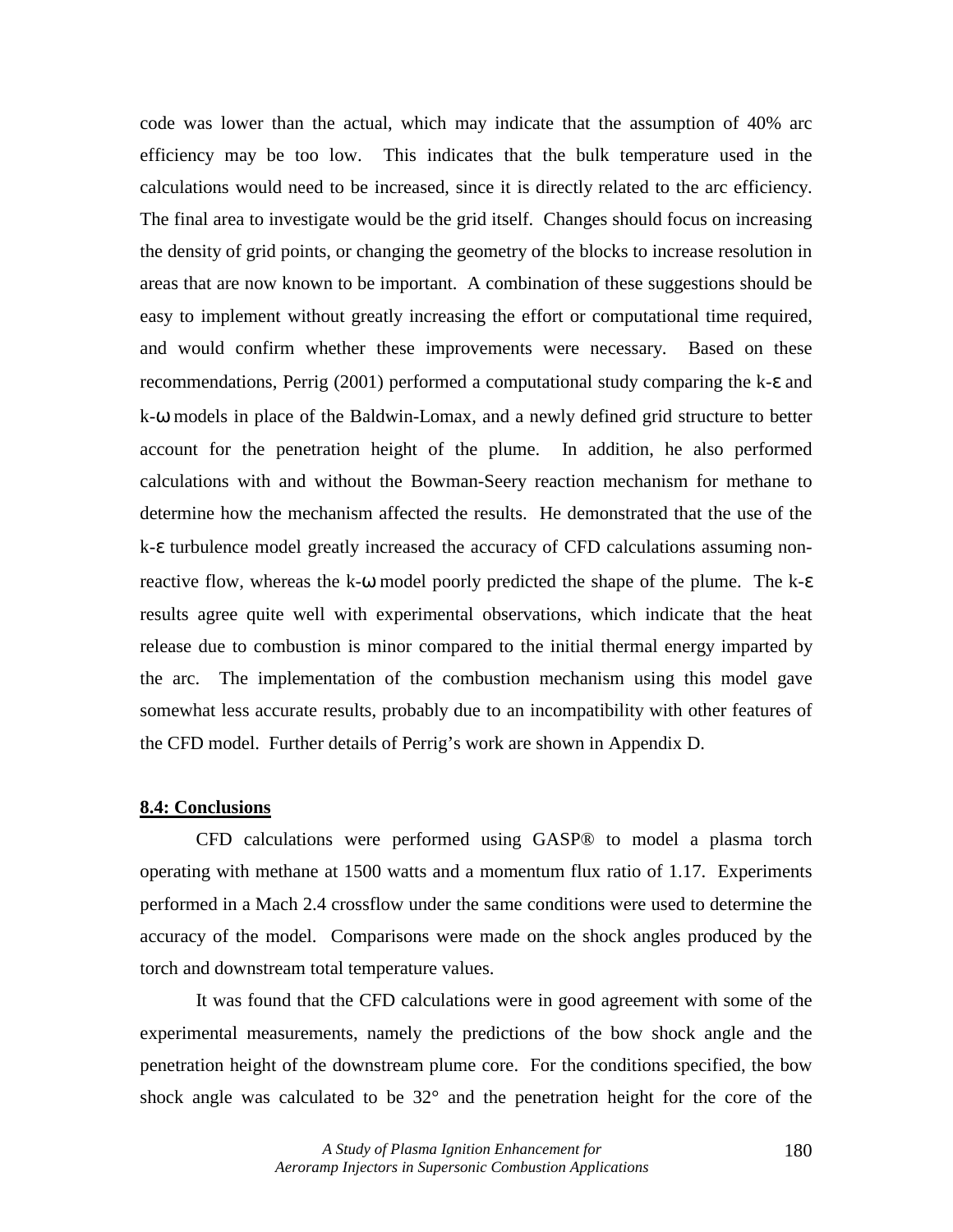code was lower than the actual, which may indicate that the assumption of 40% arc efficiency may be too low. This indicates that the bulk temperature used in the calculations would need to be increased, since it is directly related to the arc efficiency. The final area to investigate would be the grid itself. Changes should focus on increasing the density of grid points, or changing the geometry of the blocks to increase resolution in areas that are now known to be important. A combination of these suggestions should be easy to implement without greatly increasing the effort or computational time required, and would confirm whether these improvements were necessary. Based on these recommendations, Perrig (2001) performed a computational study comparing the k-$\varepsilon$ and k-$\omega$ models in place of the Baldwin-Lomax, and a newly defined grid structure to better account for the penetration height of the plume. In addition, he also performed calculations with and without the Bowman-Seery reaction mechanism for methane to determine how the mechanism affected the results. He demonstrated that the use of the k-$\varepsilon$ turbulence model greatly increased the accuracy of CFD calculations assuming non-reactive flow, whereas the k-$\omega$ model poorly predicted the shape of the plume. The k-$\varepsilon$ results agree quite well with experimental observations, which indicate that the heat release due to combustion is minor compared to the initial thermal energy imparted by the arc. The implementation of the combustion mechanism using this model gave somewhat less accurate results, probably due to an incompatibility with other features of the CFD model. Further details of Perrig's work are shown in Appendix D.

## 8.4: Conclusions

CFD calculations were performed using GASP® to model a plasma torch operating with methane at 1500 watts and a momentum flux ratio of 1.17. Experiments performed in a Mach 2.4 crossflow under the same conditions were used to determine the accuracy of the model. Comparisons were made on the shock angles produced by the torch and downstream total temperature values.

It was found that the CFD calculations were in good agreement with some of the experimental measurements, namely the predictions of the bow shock angle and the penetration height of the downstream plume core. For the conditions specified, the bow shock angle was calculated to be 32° and the penetration height for the core of the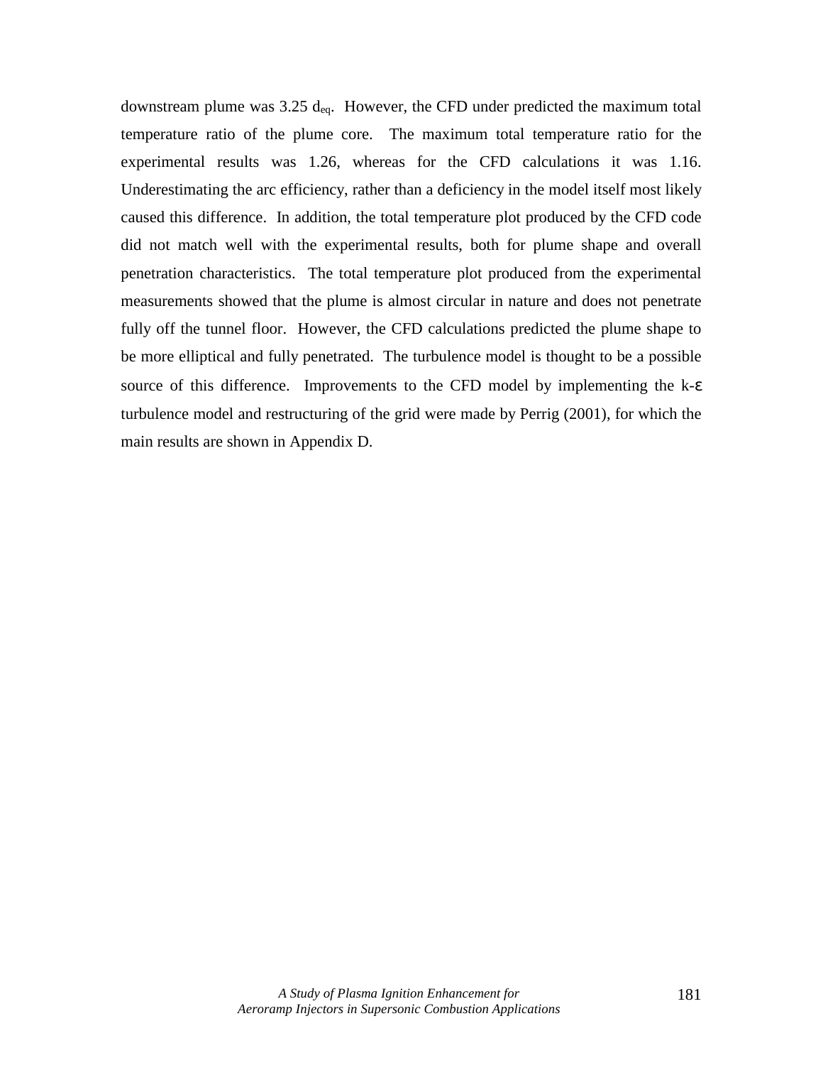downstream plume was 3.25 $d_{eq}$. However, the CFD under predicted the maximum total temperature ratio of the plume core. The maximum total temperature ratio for the experimental results was 1.26, whereas for the CFD calculations it was 1.16. Underestimating the arc efficiency, rather than a deficiency in the model itself most likely caused this difference. In addition, the total temperature plot produced by the CFD code did not match well with the experimental results, both for plume shape and overall penetration characteristics. The total temperature plot produced from the experimental measurements showed that the plume is almost circular in nature and does not penetrate fully off the tunnel floor. However, the CFD calculations predicted the plume shape to be more elliptical and fully penetrated. The turbulence model is thought to be a possible source of this difference. Improvements to the CFD model by implementing the k-ε turbulence model and restructuring of the grid were made by Perrig (2001), for which the main results are shown in Appendix D.